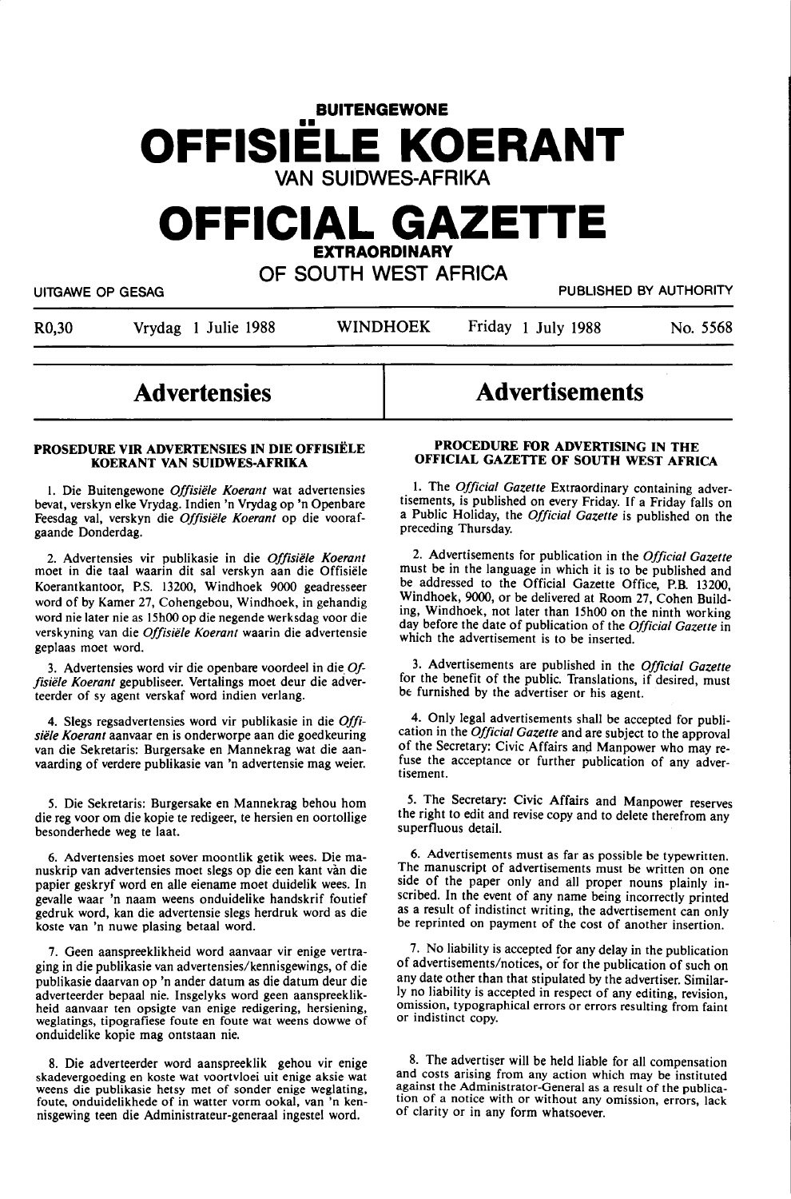# BUITENGEWONE OFFISIËLE KOERANT VAN SUIDWES-AFRIKA

# OFFICIAL GAZETTE EXTRAORDINARY OF SOUTH WEST AFRICA

UITGAWE OP GESAG | PUBLISHED BY AUTHORITY

R0,30 | Vrydag 1 Julie 1988 | WINDHOEK | Friday 1 July 1988 | No. 5568

## Advertensies

### PROSEDURE VIR ADVERTENSIES IN DIE OFFISIËLE KOERANT VAN SUIDWES-AFRIKA

1. Die Buitengewone *Offisiële Koerant* wat advertensies bevat, verskyn elke Vrydag. Indien 'n Vrydag op 'n Openbare Feesdag val, verskyn die *Offisiële Koerant* op die voorafgaande Donderdag.

2. Advertensies vir publikasie in die *Offisiële Koerant* moet in die taal waarin dit sal verskyn aan die Offisiële Koerantkantoor, P.S. 13200, Windhoek 9000 geadresseer word of by Kamer 27, Cohengebou, Windhoek, in gehandig word nie later nie as 15h00 op die negende werksdag voor die verskyning van die *Offisiële Koerant* waarin die advertensie geplaas moet word.

3. Advertensies word vir die openbare voordeel in die *Offisiële Koerant* gepubliseer. Vertalings moet deur die adverteerder of sy agent verskaf word indien verlang.

4. Slegs regsadvertensies word vir publikasie in die *Offisiële Koerant* aanvaar en is onderworpe aan die goedkeuring van die Sekretaris: Burgersake en Mannekrag wat die aanvaarding of verdere publikasie van 'n advertensie mag weier.

5. Die Sekretaris: Burgersake en Mannekrag behou hom die reg voor om die kopie te redigeer, te hersien en oortollige besonderhede weg te laat.

6. Advertensies moet sover moontlik getik wees. Die manuskrip van advertensies moet slegs op die een kant vàn die papier geskryf word en alle eiename moet duidelik wees. In gevalle waar 'n naam weens onduidelike handskrif foutief gedruk word, kan die advertensie slegs herdruk word as die koste van 'n nuwe plasing betaal word.

7. Geen aanspreeklikheid word aanvaar vir enige vertraging in die publikasie van advertensies/kennisgewings, of die publikasie daarvan op 'n ander datum as die datum deur die adverteerder bepaal nie. Insgelyks word geen aanspreeklikheid aanvaar ten opsigte van enige redigering, hersiening, weglatings, tipografiese foute en foute wat weens dowwe of onduidelike kopie mag ontstaan nie.

8. Die adverteerder word aanspreeklik gehou vir enige skadevergoeding en koste wat voortvloei uit enige aksie wat weens die publikasie hetsy met of sonder enige weglating, foute, onduidelikhede of in watter vorm ookal, van 'n kennisgewing teen die Administrateur-generaal ingestel word.

## Advertisements

### PROCEDURE FOR ADVERTISING IN THE OFFICIAL GAZETTE OF SOUTH WEST AFRICA

1. The *Official Gazette* Extraordinary containing advertisements, is published on every Friday. If a Friday falls on a Public Holiday, the *Official Gazette* is published on the preceding Thursday.

2. Advertisements for publication in the *Official Gazette* must be in the language in which it is to be published and be addressed to the Official Gazette Office, P.B. 13200, Windhoek, 9000, or be delivered at Room 27, Cohen Building, Windhoek, not later than 15h00 on the ninth working day before the date of publication of the *Official Gazette* in which the advertisement is to be inserted.

3. Advertisements are published in the *Official Gazette* for the benefit of the public. Translations, if desired, must be furnished by the advertiser or his agent.

4. Only legal advertisements shall be accepted for publication in the *Official Gazette* and are subject to the approval of the Secretary: Civic Affairs and Manpower who may refuse the acceptance or further publication of any advertisement.

5. The Secretary: Civic Affairs and Manpower reserves the right to edit and revise copy and to delete therefrom any superfluous detail.

6. Advertisements must as far as possible be typewritten. The manuscript of advertisements must be written on one side of the paper only and all proper nouns plainly inscribed. In the event of any name being incorrectly printed as a result of indistinct writing, the advertisement can only be reprinted on payment of the cost of another insertion.

7. No liability is accepted for any delay in the publication of advertisements/notices, or for the publication of such on any date other than that stipulated by the advertiser. Similarly no liability is accepted in respect of any editing, revision, omission, typographical errors or errors resulting from faint or indistinct copy.

8. The advertiser will be held liable for all compensation and costs arising from any action which may be instituted against the Administrator-General as a result of the publication of a notice with or without any omission, errors, lack of clarity or in any form whatsoever.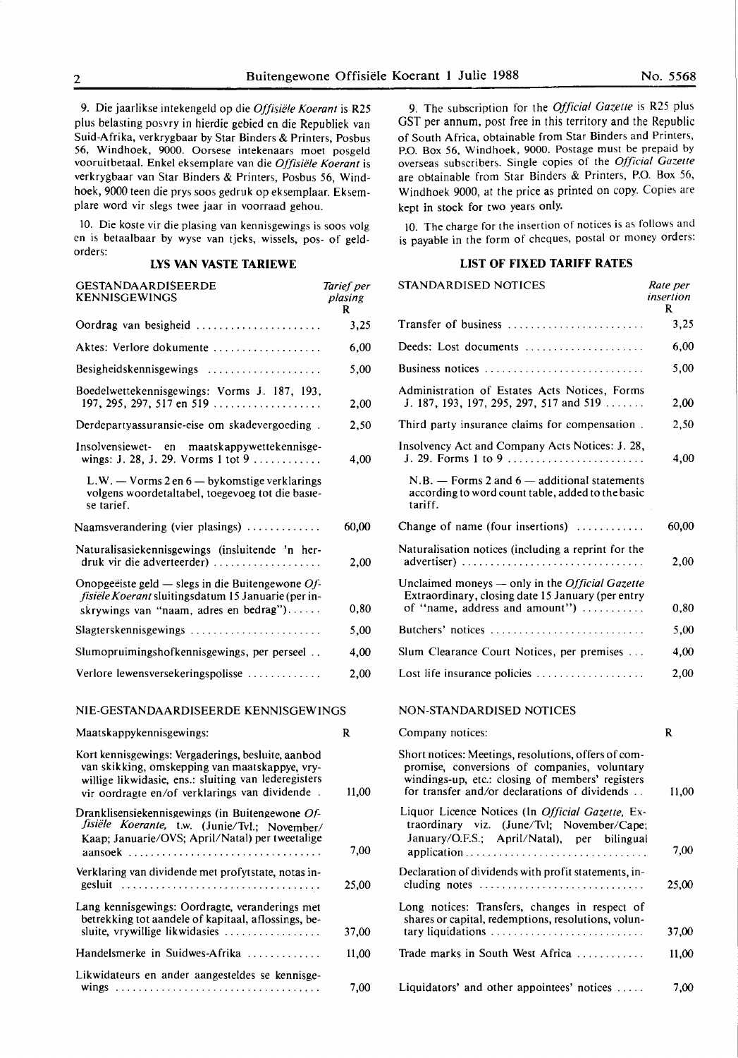9. Die jaarlikse intekengeld op die *Offisiële Koerant* is R25 plus belasting posvry in hierdie gebied en die Republiek van Suid-Afrika, verkrygbaar by Star Binders & Printers, Posbus 56, Windhoek, 9000. Oorsese intekenaars moet posgeld vooruitbetaal. Enkel eksemplare van die *Offisiële Koerant* is verkrygbaar van Star Binders & Printers, Posbus 56, Windhoek, 9000 teen die prys soos gedruk op eksemplaar. Eksemplare word vir slegs twee jaar in voorraad gehou.

10. Die koste vir die plasing van kennisgewings is soos volg en is betaalbaar by wyse van tjeks, wissels, pos- of geldorders:

## LYS VAN VASTE TARIEWE

| GESTANDAARDISEERDE KENNISGEWINGS | *Tarief per plasing* R |
|---|---|
| Oordrag van besigheid | 3,25 |
| Aktes: Verlore dokumente | 6,00 |
| Besigheidskennisgewings | 5,00 |
| Boedelwettekennisgewings: Vorms J. 187, 193, 197, 295, 297, 517 en 519 | 2,00 |
| Derdepartyassuransie-eise om skadevergoeding | 2,50 |
| Insolvensiewet- en maatskappywettekennisgewings: J. 28, J. 29. Vorms 1 tot 9 | 4,00 |
| L.W. — Vorms 2 en 6 — bykomstige verklarings volgens woordetaltabel, toegevoeg tot die basiese tarief. | |
| Naamsverandering (vier plasings) | 60,00 |
| Naturalisasiekennisgewings (insluitende 'n herdruk vir die adverteerder) | 2,00 |
| Onopgeëiste geld — slegs in die Buitengewone *Offisiële Koerant* sluitingsdatum 15 Januarie (per inskrywings van "naam, adres en bedrag") | 0,80 |
| Slagterskennisgewings | 5,00 |
| Slumopruimingshofkennisgewings, per perseel | 4,00 |
| Verlore lewensversekeringspolisse | 2,00 |

NIE-GESTANDAARDISEERDE KENNISGEWINGS

| Maatskappykennisgewings: | R |
|---|---|
| Kort kennisgewings: Vergaderings, besluite, aanbod van skikking, omskepping van maatskappye, vrywillige likwidasie, ens.: sluiting van lederegisters vir oordragte en/of verklarings van dividende | 11,00 |
| Dranklisensiekennisgewings (in Buitengewone *Offisiële Koerante,* t.w. (Junie/Tvl.; November/Kaap; Januarie/OVS; April/Natal) per tweetalige aansoek | 7,00 |
| Verklaring van dividende met profytstate, notas ingesluit | 25,00 |
| Lang kennisgewings: Oordragte, veranderings met betrekking tot aandele of kapitaal, aflossings, besluite, vrywillige likwidasies | 37,00 |
| Handelsmerke in Suidwes-Afrika | 11,00 |
| Likwidateurs en ander aangesteldes se kennisgewings | 7,00 |

9. The subscription for the *Official Gazette* is R25 plus GST per annum, post free in this territory and the Republic of South Africa, obtainable from Star Binders and Printers, P.O. Box 56, Windhoek, 9000. Postage must be prepaid by overseas subscribers. Single copies of the *Official Gazette* are obtainable from Star Binders & Printers, P.O. Box 56, Windhoek 9000, at the price as printed on copy. Copies are kept in stock for two years only.

10. The charge for the insertion of notices is as follows and is payable in the form of cheques, postal or money orders:

## LIST OF FIXED TARIFF RATES

| STANDARDISED NOTICES | *Rate per insertion* R |
|---|---|
| Transfer of business | 3,25 |
| Deeds: Lost documents | 6,00 |
| Business notices | 5,00 |
| Administration of Estates Acts Notices, Forms J. 187, 193, 197, 295, 297, 517 and 519 | 2,00 |
| Third party insurance claims for compensation | 2,50 |
| Insolvency Act and Company Acts Notices: J. 28, J. 29. Forms 1 to 9 | 4,00 |
| N.B. — Forms 2 and 6 — additional statements according to word count table, added to the basic tariff. | |
| Change of name (four insertions) | 60,00 |
| Naturalisation notices (including a reprint for the advertiser) | 2,00 |
| Unclaimed moneys — only in the *Official Gazette* Extraordinary, closing date 15 January (per entry of "name, address and amount") | 0,80 |
| Butchers' notices | 5,00 |
| Slum Clearance Court Notices, per premises | 4,00 |
| Lost life insurance policies | 2,00 |

NON-STANDARDISED NOTICES

| Company notices: | R |
|---|---|
| Short notices: Meetings, resolutions, offers of compromise, conversions of companies, voluntary windings-up, etc.: closing of members' registers for transfer and/or declarations of dividends | 11,00 |
| Liquor Licence Notices (In *Official Gazette,* Extraordinary viz. (June/Tvl; November/Cape; January/O.F.S.; April/Natal), per bilingual application | 7,00 |
| Declaration of dividends with profit statements, including notes | 25,00 |
| Long notices: Transfers, changes in respect of shares or capital, redemptions, resolutions, voluntary liquidations | 37,00 |
| Trade marks in South West Africa | 11,00 |
| Liquidators' and other appointees' notices | 7,00 |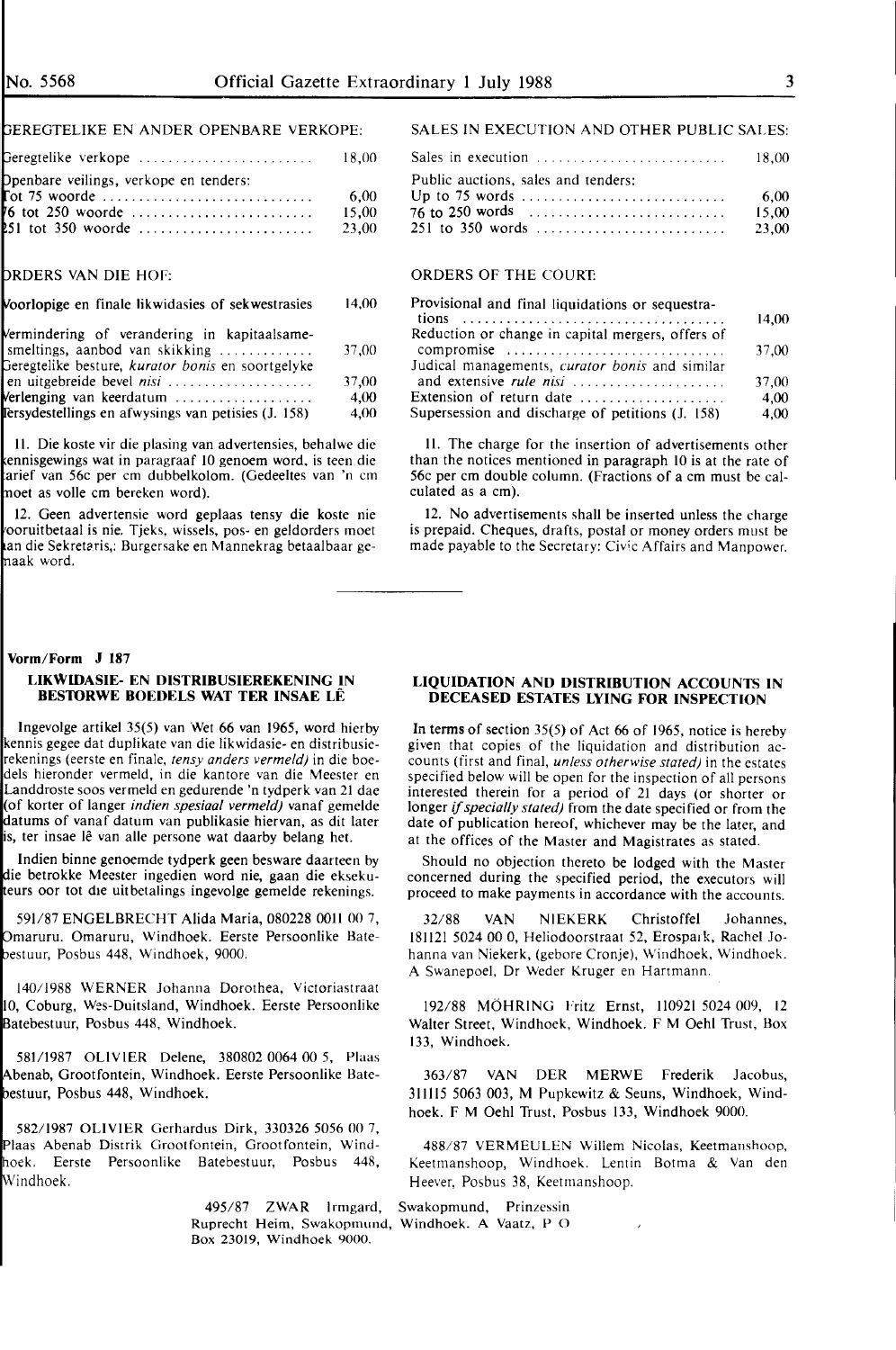GEREGTELIKE EN ANDER OPENBARE VERKOPE:

| | |
|---|---|
| Geregtelike verkope | 18,00 |
| Openbare veilings, verkope en tenders: | |
| Tot 75 woorde | 6,00 |
| 76 tot 250 woorde | 15,00 |
| 251 tot 350 woorde | 23,00 |

ORDERS VAN DIE HOF:

| | |
|---|---|
| Voorlopige en finale likwidasies of sekwestrasies | 14,00 |
| Vermindering of verandering in kapitaalsamesmeltings, aanbod van skikking | 37,00 |
| Geregtelike besture, *kurator bonis* en soortgelyke en uitgebreide bevel *nisi* | 37,00 |
| Verlenging van keerdatum | 4,00 |
| Tersydestellings en afwysings van petisies (J. 158) | 4,00 |

11. Die koste vir die plasing van advertensies, behalwe die kennisgewings wat in paragraaf 10 genoem word, is teen die tarief van 56c per cm dubbelkolom. (Gedeeltes van 'n cm moet as volle cm bereken word).

12. Geen advertensie word geplaas tensy die koste nie vooruitbetaal is nie. Tjeks, wissels, pos- en geldorders moet aan die Sekretaris, Burgersake en Mannekrag betaalbaar gemaak word.

SALES IN EXECUTION AND OTHER PUBLIC SALES:

| | |
|---|---|
| Sales in execution | 18,00 |
| Public auctions, sales and tenders: | |
| Up to 75 words | 6,00 |
| 76 to 250 words | 15,00 |
| 251 to 350 words | 23,00 |

ORDERS OF THE COURT:

| | |
|---|---|
| Provisional and final liquidations or sequestrations | 14,00 |
| Reduction or change in capital mergers, offers of compromise | 37,00 |
| Judical managements, *curator bonis* and similar and extensive *rule nisi* | 37,00 |
| Extension of return date | 4,00 |
| Supersession and discharge of petitions (J. 158) | 4,00 |

11. The charge for the insertion of advertisements other than the notices mentioned in paragraph 10 is at the rate of 56c per cm double column. (Fractions of a cm must be calculated as a cm).

12. No advertisements shall be inserted unless the charge is prepaid. Cheques, drafts, postal or money orders must be made payable to the Secretary: Civic Affairs and Manpower.

---

**Vorm/Form J 187**

## LIKWIDASIE- EN DISTRIBUSIEREKENING IN BESTORWE BOEDELS WAT TER INSAE LÊ

Ingevolge artikel 35(5) van Wet 66 van 1965, word hierby kennis gegee dat duplikate van die likwidasie- en distribusierekenings (eerste en finale, *tensy anders vermeld)* in die boedels hieronder vermeld, in die kantore van die Meester en Landdroste soos vermeld en gedurende 'n tydperk van 21 dae (of korter of langer *indien spesiaal vermeld)* vanaf gemelde datums of vanaf datum van publikasie hiervan, as dit later is, ter insae lê van alle persone wat daarby belang het.

Indien binne genoemde tydperk geen besware daarteen by die betrokke Meester ingedien word nie, gaan die eksekuteurs oor tot die uitbetalings ingevolge gemelde rekenings.

591/87 ENGELBRECHT Alida Maria, 080228 0011 00 7, Omaruru. Omaruru, Windhoek. Eerste Persoonlike Batebestuur, Posbus 448, Windhoek, 9000.

140/1988 WERNER Johanna Dorothea, Victoriastraat 10, Coburg, Wes-Duitsland, Windhoek. Eerste Persoonlike Batebestuur, Posbus 448, Windhoek.

581/1987 OLIVIER Delene, 380802 0064 00 5, Plaas Abenab, Grootfontein, Windhoek. Eerste Persoonlike Batebestuur, Posbus 448, Windhoek.

582/1987 OLIVIER Gerhardus Dirk, 330326 5056 00 7, Plaas Abenab Distrik Grootfontein, Grootfontein, Windhoek. Eerste Persoonlike Batebestuur, Posbus 448, Windhoek.

## LIQUIDATION AND DISTRIBUTION ACCOUNTS IN DECEASED ESTATES LYING FOR INSPECTION

In terms of section 35(5) of Act 66 of 1965, notice is hereby given that copies of the liquidation and distribution accounts (first and final, *unless otherwise stated)* in the estates specified below will be open for the inspection of all persons interested therein for a period of 21 days (or shorter or longer *if specially stated)* from the date specified or from the date of publication hereof, whichever may be the later, and at the offices of the Master and Magistrates as stated.

Should no objection thereto be lodged with the Master concerned during the specified period, the executors will proceed to make payments in accordance with the accounts.

32/88 VAN NIEKERK Christoffel Johannes, 181121 5024 00 0, Heliodoorstraat 52, Erospark, Rachel Johanna van Niekerk, (gebore Cronje), Windhoek, Windhoek. A Swanepoel, Dr Weder Kruger en Hartmann.

192/88 MÖHRING Fritz Ernst, 110921 5024 009, 12 Walter Street, Windhoek, Windhoek. F M Oehl Trust, Box 133, Windhoek.

363/87 VAN DER MERWE Frederik Jacobus, 311115 5063 003, M Pupkewitz & Seuns, Windhoek, Windhoek. F M Oehl Trust, Posbus 133, Windhoek 9000.

488/87 VERMEULEN Willem Nicolas, Keetmanshoop, Keetmanshoop, Windhoek. Lentin Botma & Van den Heever, Posbus 38, Keetmanshoop.

495/87 ZWAR Irmgard, Swakopmund, Prinzessin Ruprecht Heim, Swakopmund, Windhoek. A Vaatz, P O Box 23019, Windhoek 9000.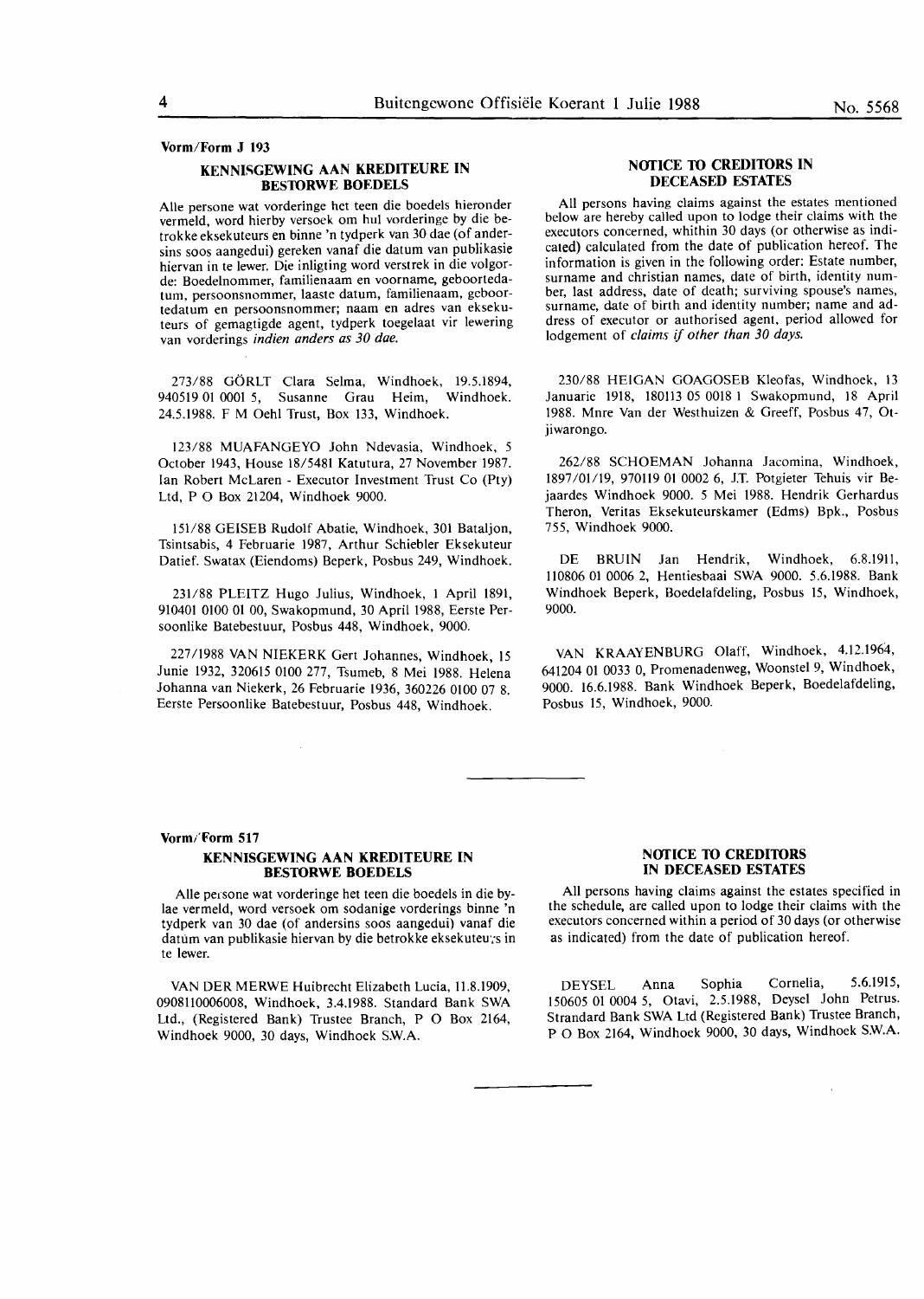Vorm/Form J 193

## KENNISGEWING AAN KREDITEURE IN BESTORWE BOEDELS

Alle persone wat vorderinge het teen die boedels hieronder vermeld, word hierby versoek om hul vorderinge by die betrokke eksekuteurs en binne 'n tydperk van 30 dae (of andersins soos aangedui) gereken vanaf die datum van publikasie hiervan in te lewer. Die inligting word verstrek in die volgorde: Boedelnommer, familienaam en voorname, geboortedatum, persoonsnommer, laaste datum, familienaam, geboortedatum en persoonsnommer; naam en adres van eksekuteurs of gemagtigde agent, tydperk toegelaat vir lewering van vorderings *indien anders as 30 dae.*

273/88 GÖRLT Clara Selma, Windhoek, 19.5.1894, 940519 01 0001 5, Susanne Grau Heim, Windhoek. 24.5.1988. F M Oehl Trust, Box 133, Windhoek.

123/88 MUAFANGEYO John Ndevasia, Windhoek, 5 October 1943, House 18/5481 Katutura, 27 November 1987. Ian Robert McLaren - Executor Investment Trust Co (Pty) Ltd, P O Box 21204, Windhoek 9000.

151/88 GEISEB Rudolf Abatie, Windhoek, 301 Bataljon, Tsintsabis, 4 Februarie 1987, Arthur Schiebler Eksekuteur Datief. Swatax (Eiendoms) Beperk, Posbus 249, Windhoek.

231/88 PLEITZ Hugo Julius, Windhoek, 1 April 1891, 910401 0100 01 00, Swakopmund, 30 April 1988, Eerste Persoonlike Batebestuur, Posbus 448, Windhoek, 9000.

227/1988 VAN NIEKERK Gert Johannes, Windhoek, 15 Junie 1932, 320615 0100 277, Tsumeb, 8 Mei 1988. Helena Johanna van Niekerk, 26 Februarie 1936, 360226 0100 07 8. Eerste Persoonlike Batebestuur, Posbus 448, Windhoek.

## NOTICE TO CREDITORS IN DECEASED ESTATES

All persons having claims against the estates mentioned below are hereby called upon to lodge their claims with the executors concerned, whithin 30 days (or otherwise as indicated) calculated from the date of publication hereof. The information is given in the following order: Estate number, surname and christian names, date of birth, identity number, last address, date of death; surviving spouse's names, surname, date of birth and identity number; name and address of executor or authorised agent, period allowed for lodgement of *claims if other than 30 days.*

230/88 HEIGAN GOAGOSEB Kleofas, Windhoek, 13 Januarie 1918, 180113 05 0018 1 Swakopmund, 18 April 1988. Mnre Van der Westhuizen & Greeff, Posbus 47, Otjiwarongo.

262/88 SCHOEMAN Johanna Jacomina, Windhoek, 1897/01/19, 970119 01 0002 6, J.T. Potgieter Tehuis vir Bejaardes Windhoek 9000. 5 Mei 1988. Hendrik Gerhardus Theron, Veritas Eksekuteurskamer (Edms) Bpk., Posbus 755, Windhoek 9000.

DE BRUIN Jan Hendrik, Windhoek, 6.8.1911, 110806 01 0006 2, Hentiesbaai SWA 9000. 5.6.1988. Bank Windhoek Beperk, Boedelafdeling, Posbus 15, Windhoek, 9000.

VAN KRAAYENBURG Olaff, Windhoek, 4.12.1964, 641204 01 0033 0, Promenadenweg, Woonstel 9, Windhoek, 9000. 16.6.1988. Bank Windhoek Beperk, Boedelafdeling, Posbus 15, Windhoek, 9000.

---

Vorm/Form 517

## KENNISGEWING AAN KREDITEURE IN BESTORWE BOEDELS

Alle persone wat vorderinge het teen die boedels in die bylae vermeld, word versoek om sodanige vorderings binne 'n tydperk van 30 dae (of andersins soos aangedui) vanaf die datum van publikasie hiervan by die betrokke eksekuteurs in te lewer.

VAN DER MERWE Huibrecht Elizabeth Lucia, 11.8.1909, 0908110006008, Windhoek, 3.4.1988. Standard Bank SWA Ltd., (Registered Bank) Trustee Branch, P O Box 2164, Windhoek 9000, 30 days, Windhoek S.W.A.

## NOTICE TO CREDITORS IN DECEASED ESTATES

All persons having claims against the estates specified in the schedule, are called upon to lodge their claims with the executors concerned within a period of 30 days (or otherwise as indicated) from the date of publication hereof.

DEYSEL Anna Sophia Cornelia, 5.6.1915, 150605 01 0004 5, Otavi, 2.5.1988, Deysel John Petrus. Strandard Bank SWA Ltd (Registered Bank) Trustee Branch, P O Box 2164, Windhoek 9000, 30 days, Windhoek S.W.A.

---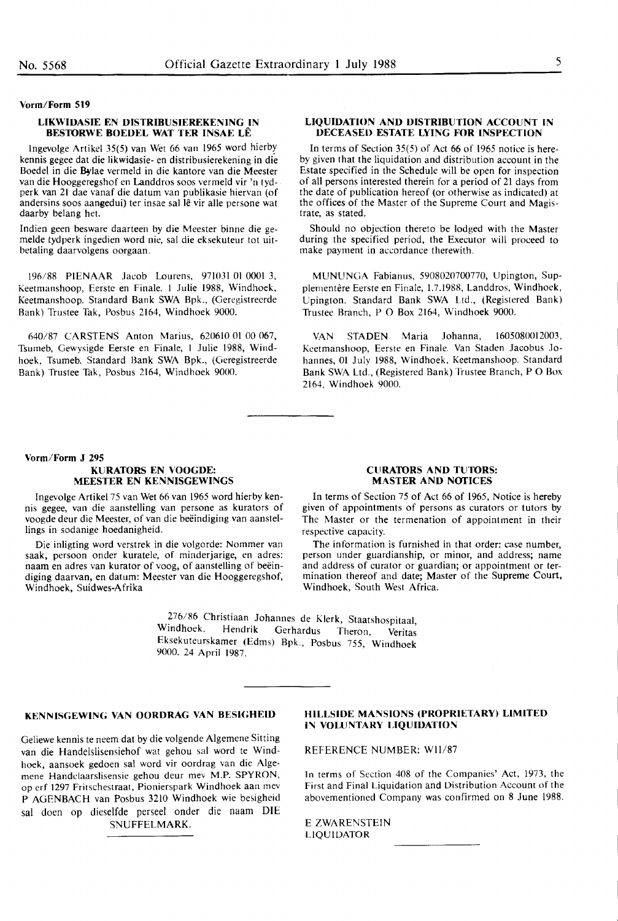**Vorm/Form 519**

### LIKWIDASIE EN DISTRIBUSIEREKENING IN BESTORWE BOEDEL WAT TER INSAE LÊ

Ingevolge Artikel 35(5) van Wet 66 van 1965 word hierby kennis gegee dat die likwidasie- en distribusierekening in die Boedel in die Bylae vermeld in die kantore van die Meester van die Hooggeregshof en Landdros soos vermeld vir 'n tydperk van 21 dae vanaf die datum van publikasie hiervan (of andersins soos aangedui) ter insae sal lê vir alle persone wat daarby belang het.

Indien geen besware daarteen by die Meester binne die gemelde tydperk ingedien word nie, sal die eksekuteur tot uitbetaling daarvolgens oorgaan.

196/88 PIENAAR Jacob Lourens, 971031 01 0001 3, Keetmanshoop, Eerste en Finale. 1 Julie 1988, Windhoek, Keetmanshoop. Standard Bank SWA Bpk., (Geregistreerde Bank) Trustee Tak, Posbus 2164, Windhoek 9000.

640/87 CARSTENS Anton Marius, 620610 01 00 067, Tsumeb, Gewysigde Eerste en Finale, 1 Julie 1988, Windhoek, Tsumeb. Standard Bank SWA Bpk., (Geregistreerde Bank) Trustee Tak, Posbus 2164, Windhoek 9000.

### LIQUIDATION AND DISTRIBUTION ACCOUNT IN DECEASED ESTATE LYING FOR INSPECTION

In terms of Section 35(5) of Act 66 of 1965 notice is hereby given that the liquidation and distribution account in the Estate specified in the Schedule will be open for inspection of all persons interested therein for a period of 21 days from the date of publication hereof (or otherwise as indicated) at the offices of the Master of the Supreme Court and Magistrate, as stated.

Should no objection thereto be lodged with the Master during the specified period, the Executor will proceed to make payment in accordance therewith.

MUNUNGA Fabianus, 5908020700770, Upington, Supplementêre Eerste en Finale, 1.7.1988, Landdros, Windhoek, Upington. Standard Bank SWA Ltd., (Registered Bank) Trustee Branch, P O Box 2164, Windhoek 9000.

VAN STADEN Maria Johanna, 1605080012003, Keetmanshoop, Eerste en Finale. Van Staden Jacobus Johannes, 01 July 1988, Windhoek, Keetmanshoop. Standard Bank SWA Ltd., (Registered Bank) Trustee Branch, P O Box 2164, Windhoek 9000.

---

**Vorm/Form J 295**

### KURATORS EN VOOGDE: MEESTER EN KENNISGEWINGS

Ingevolge Artikel 75 van Wet 66 van 1965 word hierby kennis gegee, van die aanstelling van persone as kurators of voogde deur die Meester, of van die beëindiging van aanstellings in sodanige hoedanigheid.

Die inligting word verstrek in die volgorde: Nommer van saak, persoon onder kuratele, of minderjarige, en adres: naam en adres van kurator of voog, of aanstelling of beëindiging daarvan, en datum: Meester van die Hooggeregshof, Windhoek, Suidwes-Afrika

### CURATORS AND TUTORS: MASTER AND NOTICES

In terms of Section 75 of Act 66 of 1965, Notice is hereby given of appointments of persons as curators or tutors by The Master or the termenation of appointment in their respective capacity.

The information is furnished in that order: case number, person under guardianship, or minor, and address; name and address of curator or guardian; or appointment or termination thereof and date; Master of the Supreme Court, Windhoek, South West Africa.

276/86 Christiaan Johannes de Klerk, Staatshospitaal, Windhoek. Hendrik Gerhardus Theron, Veritas Eksekuteurskamer (Edms) Bpk., Posbus 755, Windhoek 9000. 24 April 1987.

---

### KENNISGEWING VAN OORDRAG VAN BESIGHEID

Geliewe kennis te neem dat by die volgende Algemene Sitting van die Handelslisensiehof wat gehou sal word te Windhoek, aansoek gedoen sal word vir oordrag van die Algemene Handelaarslisensie gehou deur mev M.P. SPYRON, op erf 1297 Fritschestraat, Pionierspark Windhoek aan mev P AGENBACH van Posbus 3210 Windhoek wie besigheid sal doen op dieselfde perseel onder die naam DIE SNUFFELMARK.

---

### HILLSIDE MANSIONS (PROPRIETARY) LIMITED IN VOLUNTARY LIQUIDATION

REFERENCE NUMBER: W11/87

In terms of Section 408 of the Companies' Act, 1973, the First and Final Liquidation and Distribution Account of the abovementioned Company was confirmed on 8 June 1988.

E ZWARENSTEIN
LIQUIDATOR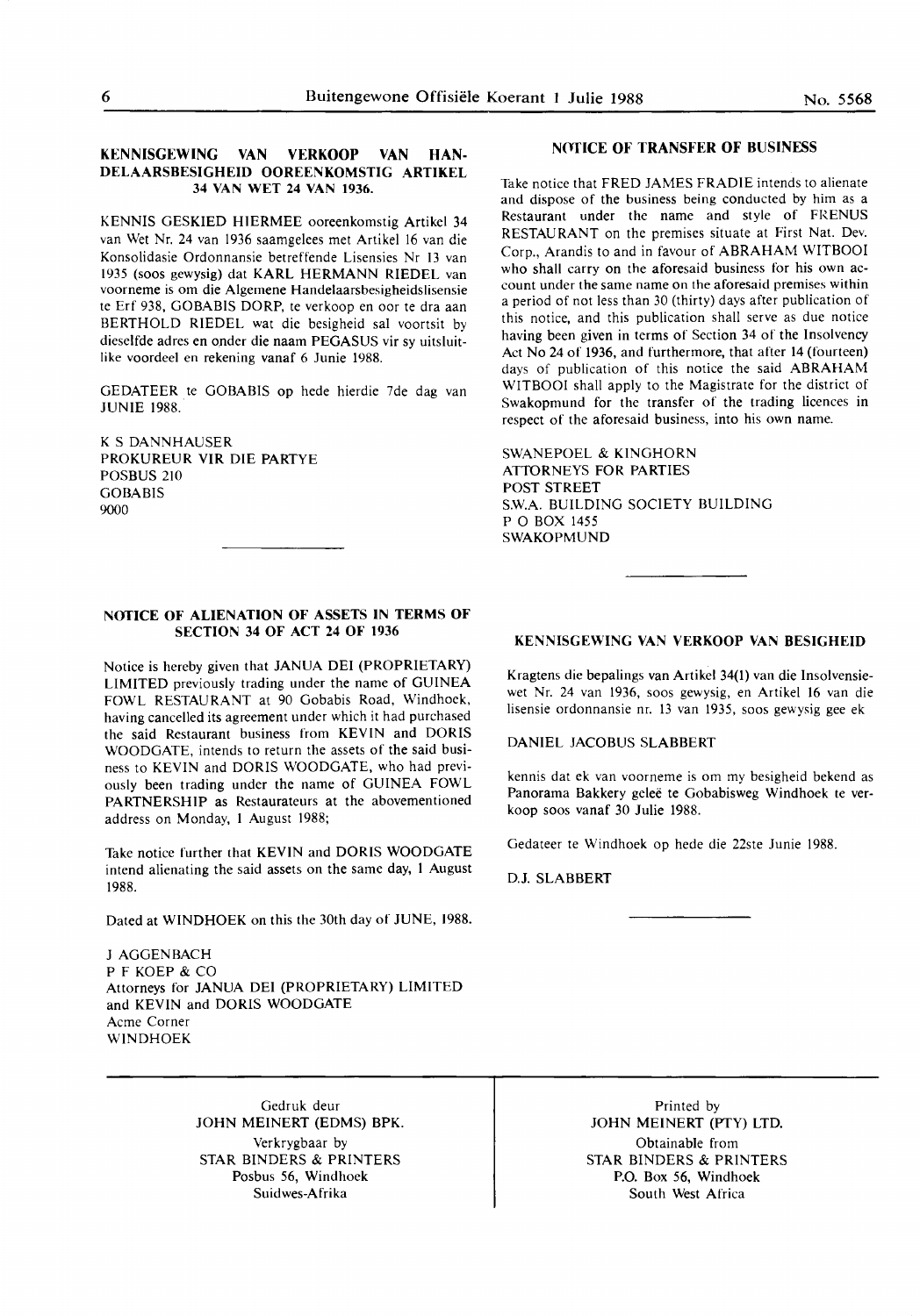### KENNISGEWING VAN VERKOOP VAN HANDELAARSBESIGHEID OOREENKOMSTIG ARTIKEL 34 VAN WET 24 VAN 1936.

KENNIS GESKIED HIERMEE ooreenkomstig Artikel 34 van Wet Nr. 24 van 1936 saamgelees met Artikel 16 van die Konsolidasie Ordonnansie betreffende Lisensies Nr 13 van 1935 (soos gewysig) dat KARL HERMANN RIEDEL van voorneme is om die Algemene Handelaarsbesigheidslisensie te Erf 938, GOBABIS DORP, te verkoop en oor te dra aan BERTHOLD RIEDEL wat die besigheid sal voortsit by dieselfde adres en onder die naam PEGASUS vir sy uitsluitlike voordeel en rekening vanaf 6 Junie 1988.

GEDATEER te GOBABIS op hede hierdie 7de dag van JUNIE 1988.

K S DANNHAUSER
PROKUREUR VIR DIE PARTYE
POSBUS 210
GOBABIS
9000

---

### NOTICE OF TRANSFER OF BUSINESS

Take notice that FRED JAMES FRADIE intends to alienate and dispose of the business being conducted by him as a Restaurant under the name and style of FRENUS RESTAURANT on the premises situate at First Nat. Dev. Corp., Arandis to and in favour of ABRAHAM WITBOOI who shall carry on the aforesaid business for his own account under the same name on the aforesaid premises within a period of not less than 30 (thirty) days after publication of this notice, and this publication shall serve as due notice having been given in terms of Section 34 of the Insolvency Act No 24 of 1936, and furthermore, that after 14 (fourteen) days of publication of this notice the said ABRAHAM WITBOOI shall apply to the Magistrate for the district of Swakopmund for the transfer of the trading licences in respect of the aforesaid business, into his own name.

SWANEPOEL & KINGHORN
ATTORNEYS FOR PARTIES
POST STREET
S.W.A. BUILDING SOCIETY BUILDING
P O BOX 1455
SWAKOPMUND

---

### NOTICE OF ALIENATION OF ASSETS IN TERMS OF SECTION 34 OF ACT 24 OF 1936

Notice is hereby given that JANUA DEI (PROPRIETARY) LIMITED previously trading under the name of GUINEA FOWL RESTAURANT at 90 Gobabis Road, Windhoek, having cancelled its agreement under which it had purchased the said Restaurant business from KEVIN and DORIS WOODGATE, intends to return the assets of the said business to KEVIN and DORIS WOODGATE, who had previously been trading under the name of GUINEA FOWL PARTNERSHIP as Restaurateurs at the abovementioned address on Monday, 1 August 1988;

Take notice further that KEVIN and DORIS WOODGATE intend alienating the said assets on the same day, 1 August 1988.

Dated at WINDHOEK on this the 30th day of JUNE, 1988.

J AGGENBACH
P F KOEP & CO
Attorneys for JANUA DEI (PROPRIETARY) LIMITED and KEVIN and DORIS WOODGATE
Acme Corner
WINDHOEK

---

### KENNISGEWING VAN VERKOOP VAN BESIGHEID

Kragtens die bepalings van Artikel 34(1) van die Insolvensiewet Nr. 24 van 1936, soos gewysig, en Artikel 16 van die lisensie ordonnansie nr. 13 van 1935, soos gewysig gee ek

DANIEL JACOBUS SLABBERT

kennis dat ek van voorneme is om my besigheid bekend as Panorama Bakkery geleë te Gobabisweg Windhoek te verkoop soos vanaf 30 Julie 1988.

Gedateer te Windhoek op hede die 22ste Junie 1988.

D.J. SLABBERT

---

Gedruk deur
JOHN MEINERT (EDMS) BPK.
Verkrygbaar by
STAR BINDERS & PRINTERS
Posbus 56, Windhoek
Suidwes-Afrika

Printed by
JOHN MEINERT (PTY) LTD.
Obtainable from
STAR BINDERS & PRINTERS
P.O. Box 56, Windhoek
South West Africa